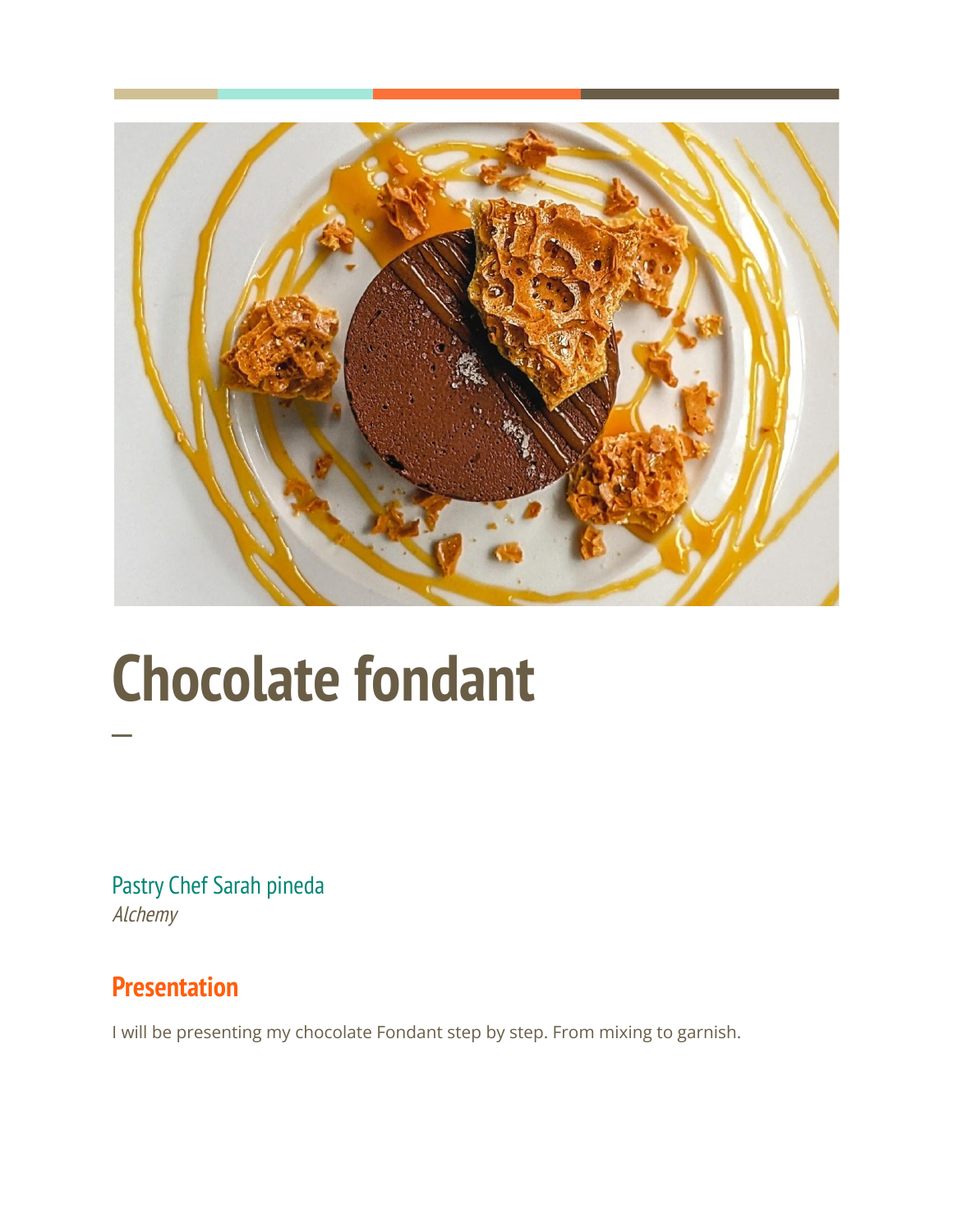# Chocolate fondant

—

Pastry Chef Sarah pineda

*Alchemy*

## Presentation

I will be presenting my chocolate Fondant step by step. From mixing to garnish.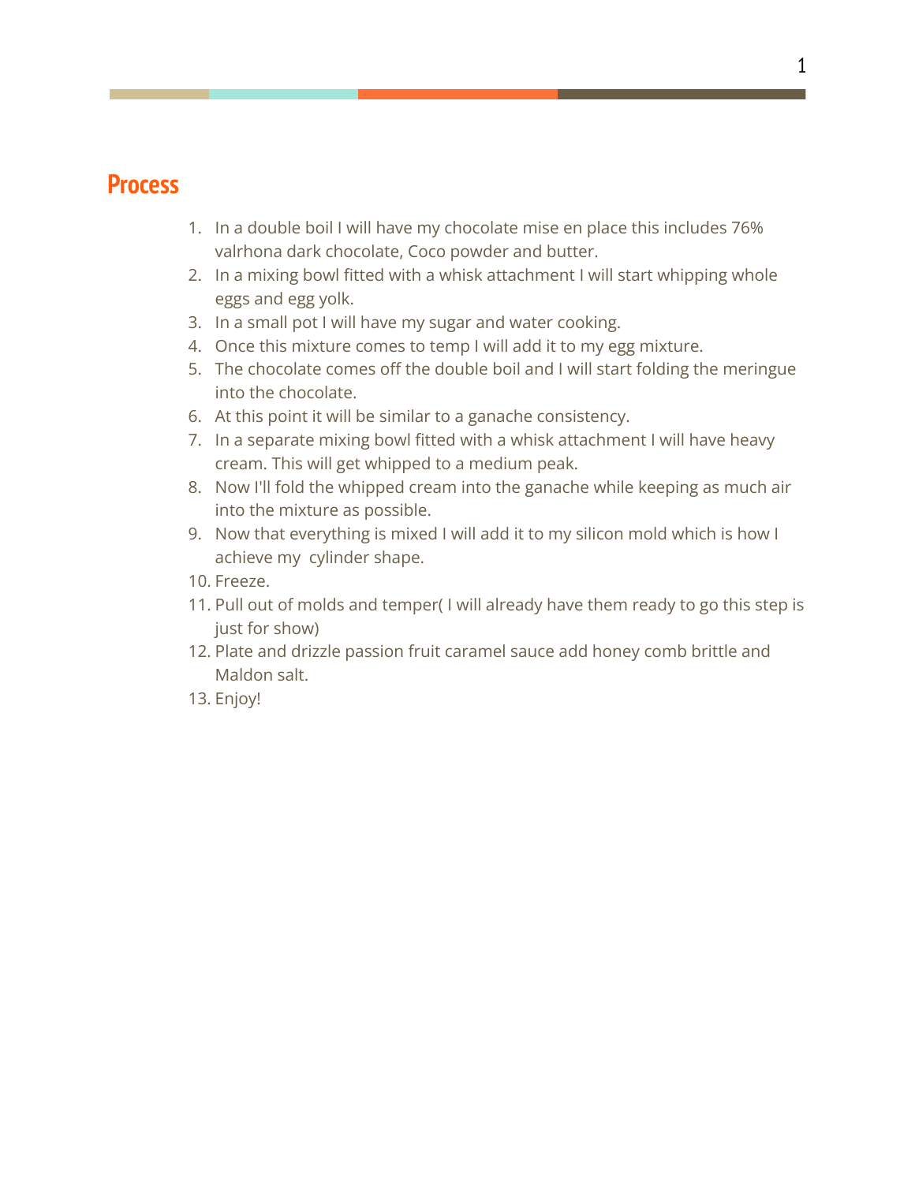## Process

1. In a double boil I will have my chocolate mise en place this includes 76% valrhona dark chocolate, Coco powder and butter.
2. In a mixing bowl fitted with a whisk attachment I will start whipping whole eggs and egg yolk.
3. In a small pot I will have my sugar and water cooking.
4. Once this mixture comes to temp I will add it to my egg mixture.
5. The chocolate comes off the double boil and I will start folding the meringue into the chocolate.
6. At this point it will be similar to a ganache consistency.
7. In a separate mixing bowl fitted with a whisk attachment I will have heavy cream. This will get whipped to a medium peak.
8. Now I'll fold the whipped cream into the ganache while keeping as much air into the mixture as possible.
9. Now that everything is mixed I will add it to my silicon mold which is how I achieve my  cylinder shape.
10. Freeze.
11. Pull out of molds and temper( I will already have them ready to go this step is just for show)
12. Plate and drizzle passion fruit caramel sauce add honey comb brittle and Maldon salt.
13. Enjoy!